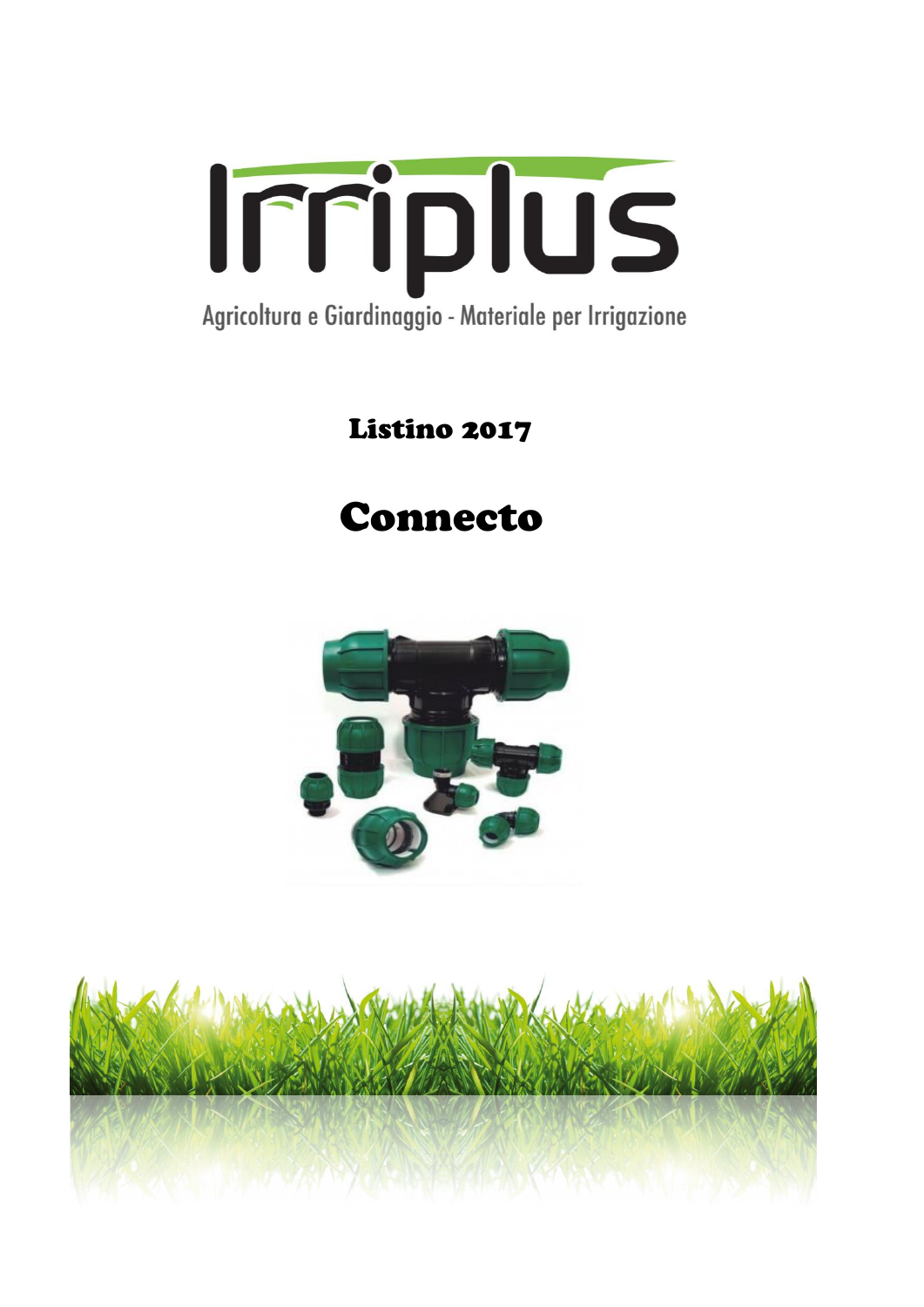# Irriplus

Agricoltura e Giardinaggio - Materiale per Irrigazione

## Listino 2017

# Connecto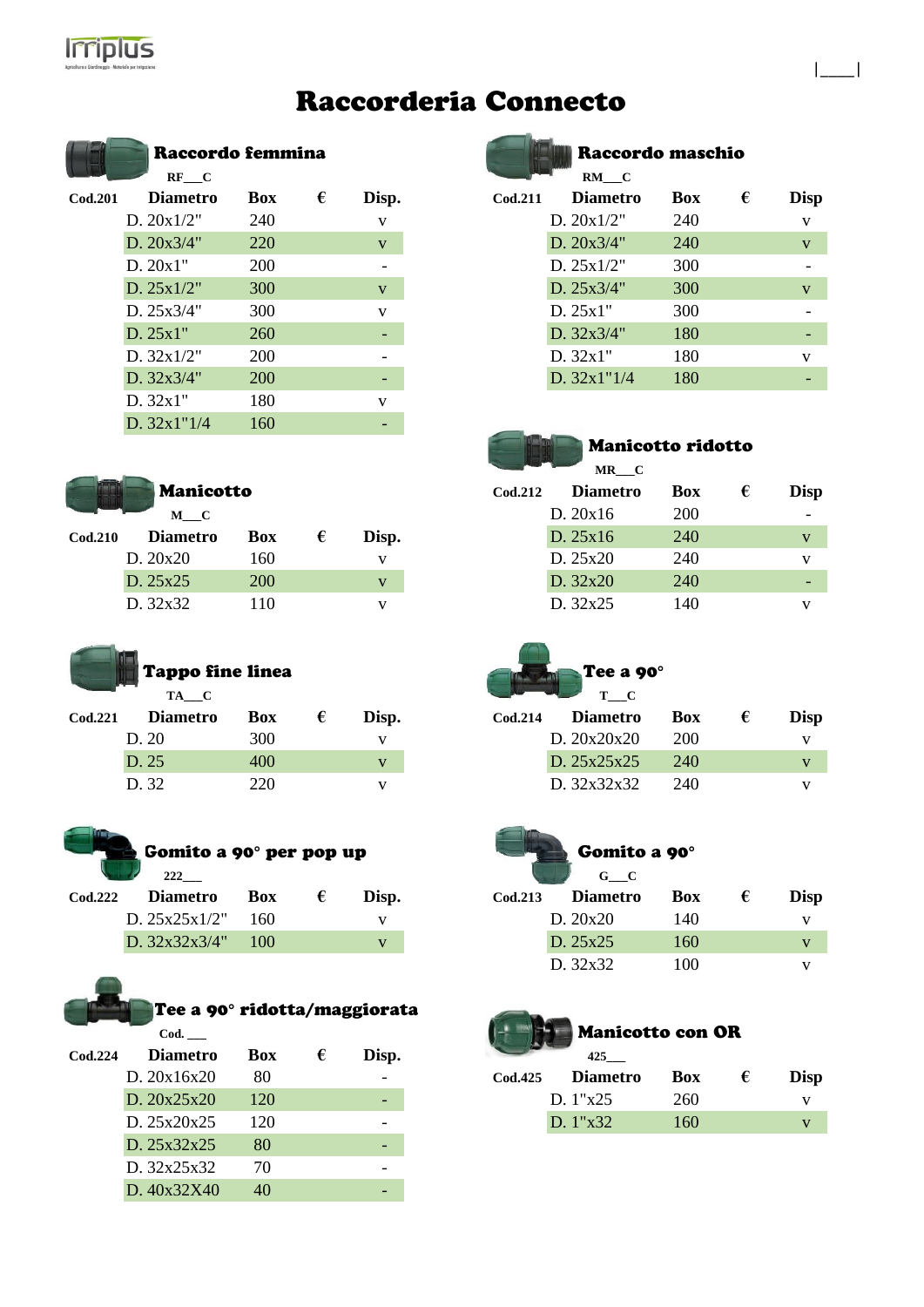# Raccorderia Connecto

## Raccordo femmina

RF__C

| Cod.201 | Diametro | Box | € | Disp. |
|---|---|---|---|---|
| | D. 20x1/2" | 240 | | v |
| | D. 20x3/4" | 220 | | v |
| | D. 20x1" | 200 | | - |
| | D. 25x1/2" | 300 | | v |
| | D. 25x3/4" | 300 | | v |
| | D. 25x1" | 260 | | - |
| | D. 32x1/2" | 200 | | - |
| | D. 32x3/4" | 200 | | - |
| | D. 32x1" | 180 | | v |
| | D. 32x1"1/4 | 160 | | - |

## Manicotto

M__C

| Cod.210 | Diametro | Box | € | Disp. |
|---|---|---|---|---|
| | D. 20x20 | 160 | | v |
| | D. 25x25 | 200 | | v |
| | D. 32x32 | 110 | | v |

## Tappo fine linea

TA__C

| Cod.221 | Diametro | Box | € | Disp. |
|---|---|---|---|---|
| | D. 20 | 300 | | v |
| | D. 25 | 400 | | v |
| | D. 32 | 220 | | v |

## Gomito a 90° per pop up

222___

| Cod.222 | Diametro | Box | € | Disp. |
|---|---|---|---|---|
| | D. 25x25x1/2" | 160 | | v |
| | D. 32x32x3/4" | 100 | | v |

## Tee a 90° ridotta/maggiorata

Cod. ___

| Cod.224 | Diametro | Box | € | Disp. |
|---|---|---|---|---|
| | D. 20x16x20 | 80 | | - |
| | D. 20x25x20 | 120 | | - |
| | D. 25x20x25 | 120 | | - |
| | D. 25x32x25 | 80 | | - |
| | D. 32x25x32 | 70 | | - |
| | D. 40x32X40 | 40 | | - |

## Raccordo maschio

RM__C

| Cod.211 | Diametro | Box | € | Disp |
|---|---|---|---|---|
| | D. 20x1/2" | 240 | | v |
| | D. 20x3/4" | 240 | | v |
| | D. 25x1/2" | 300 | | - |
| | D. 25x3/4" | 300 | | v |
| | D. 25x1" | 300 | | - |
| | D. 32x3/4" | 180 | | - |
| | D. 32x1" | 180 | | v |
| | D. 32x1"1/4 | 180 | | - |

## Manicotto ridotto

MR__C

| Cod.212 | Diametro | Box | € | Disp |
|---|---|---|---|---|
| | D. 20x16 | 200 | | - |
| | D. 25x16 | 240 | | v |
| | D. 25x20 | 240 | | v |
| | D. 32x20 | 240 | | - |
| | D. 32x25 | 140 | | v |

## Tee a 90°

T__C

| Cod.214 | Diametro | Box | € | Disp |
|---|---|---|---|---|
| | D. 20x20x20 | 200 | | v |
| | D. 25x25x25 | 240 | | v |
| | D. 32x32x32 | 240 | | v |

## Gomito a 90°

G__C

| Cod.213 | Diametro | Box | € | Disp |
|---|---|---|---|---|
| | D. 20x20 | 140 | | v |
| | D. 25x25 | 160 | | v |
| | D. 32x32 | 100 | | v |

## Manicotto con OR

425___

| Cod.425 | Diametro | Box | € | Disp |
|---|---|---|---|---|
| | D. 1"x25 | 260 | | v |
| | D. 1"x32 | 160 | | v |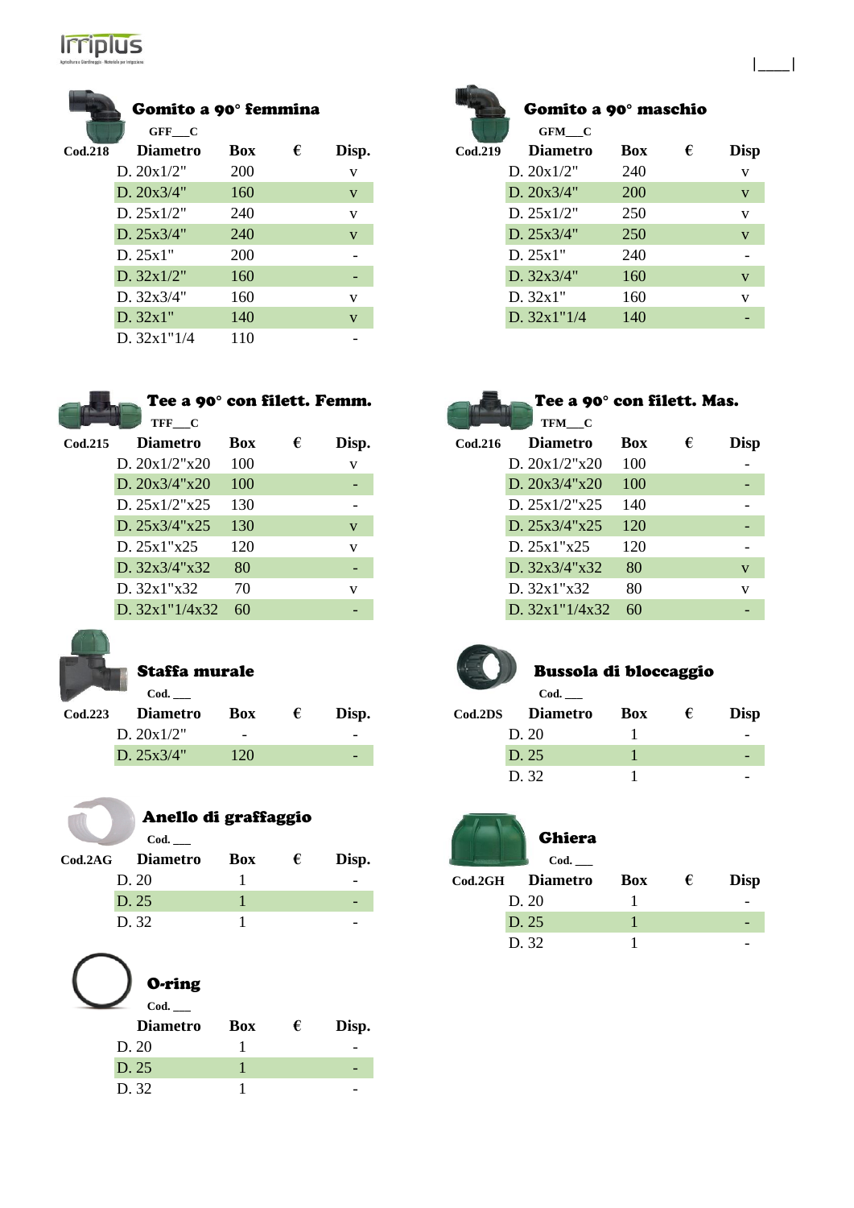### Gomito a 90° femmina

GFF___C

| Cod.218 | Diametro | Box | € | Disp. |
|---|---|---|---|---|
| | D. 20x1/2" | 200 | | v |
| | D. 20x3/4" | 160 | | v |
| | D. 25x1/2" | 240 | | v |
| | D. 25x3/4" | 240 | | v |
| | D. 25x1" | 200 | | - |
| | D. 32x1/2" | 160 | | - |
| | D. 32x3/4" | 160 | | v |
| | D. 32x1" | 140 | | v |
| | D. 32x1"1/4 | 110 | | - |

### Gomito a 90° maschio

GFM___C

| Cod.219 | Diametro | Box | € | Disp |
|---|---|---|---|---|
| | D. 20x1/2" | 240 | | v |
| | D. 20x3/4" | 200 | | v |
| | D. 25x1/2" | 250 | | v |
| | D. 25x3/4" | 250 | | v |
| | D. 25x1" | 240 | | - |
| | D. 32x3/4" | 160 | | v |
| | D. 32x1" | 160 | | v |
| | D. 32x1"1/4 | 140 | | - |

### Tee a 90° con filett. Femm.

TFF___C

| Cod.215 | Diametro | Box | € | Disp. |
|---|---|---|---|---|
| | D. 20x1/2"x20 | 100 | | v |
| | D. 20x3/4"x20 | 100 | | - |
| | D. 25x1/2"x25 | 130 | | - |
| | D. 25x3/4"x25 | 130 | | v |
| | D. 25x1"x25 | 120 | | v |
| | D. 32x3/4"x32 | 80 | | - |
| | D. 32x1"x32 | 70 | | v |
| | D. 32x1"1/4x32 | 60 | | - |

### Tee a 90° con filett. Mas.

TFM___C

| Cod.216 | Diametro | Box | € | Disp |
|---|---|---|---|---|
| | D. 20x1/2"x20 | 100 | | - |
| | D. 20x3/4"x20 | 100 | | - |
| | D. 25x1/2"x25 | 140 | | - |
| | D. 25x3/4"x25 | 120 | | - |
| | D. 25x1"x25 | 120 | | - |
| | D. 32x3/4"x32 | 80 | | v |
| | D. 32x1"x32 | 80 | | v |
| | D. 32x1"1/4x32 | 60 | | - |

### Staffa murale

Cod. ___

| Cod.223 | Diametro | Box | € | Disp. |
|---|---|---|---|---|
| | D. 20x1/2" | - | | - |
| | D. 25x3/4" | 120 | | - |

### Bussola di bloccaggio

Cod. ___

| Cod.2DS | Diametro | Box | € | Disp |
|---|---|---|---|---|
| | D. 20 | 1 | | - |
| | D. 25 | 1 | | - |
| | D. 32 | 1 | | - |

### Anello di graffaggio

Cod. ___

| Cod.2AG | Diametro | Box | € | Disp. |
|---|---|---|---|---|
| | D. 20 | 1 | | - |
| | D. 25 | 1 | | - |
| | D. 32 | 1 | | - |

### Ghiera

Cod. ___

| Cod.2GH | Diametro | Box | € | Disp |
|---|---|---|---|---|
| | D. 20 | 1 | | - |
| | D. 25 | 1 | | - |
| | D. 32 | 1 | | - |

### O-ring

Cod. ___

| Diametro | Box | € | Disp. |
|---|---|---|---|
| D. 20 | 1 | | - |
| D. 25 | 1 | | - |
| D. 32 | 1 | | - |